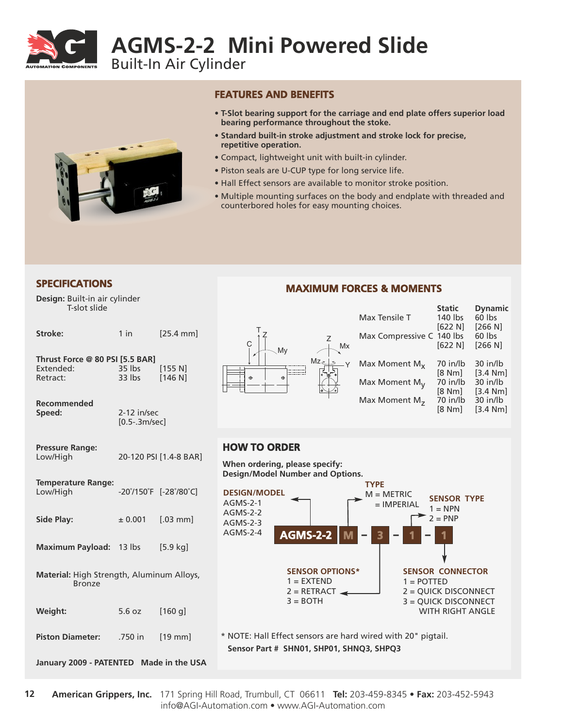# AGMS-2-2 Mini Powered Slide

## Built-In Air Cylinder

## FEATURES AND BENEFITS

- **T-Slot bearing support for the carriage and end plate offers superior load bearing performance throughout the stroke.**
- **Standard built-in stroke adjustment and stroke lock for precise, repetitive operation.**
- Compact, lightweight unit with built-in cylinder.
- Piston seals are U-CUP type for long service life.
- Hall Effect sensors are available to monitor stroke position.
- Multiple mounting surfaces on the body and endplate with threaded and counterbored holes for easy mounting choices.

## SPECIFICATIONS

**Design:** Built-in air cylinder
T-slot slide

| | | |
|---|---|---|
| **Stroke:** | 1 in | [25.4 mm] |
| **Thrust Force @ 80 PSI [5.5 BAR]** | | |
| Extended: | 35 lbs | [155 N] |
| Retract: | 33 lbs | [146 N] |
| **Recommended Speed:** | 2-12 in/sec [0.5-.3m/sec] | |
| **Pressure Range:** Low/High | 20-120 PSI [1.4-8 BAR] | |
| **Temperature Range:** Low/High | -20˚/150˚F | [-28˚/80˚C] |
| **Side Play:** | ± 0.001 | [.03 mm] |
| **Maximum Payload:** | 13 lbs | [5.9 kg] |
| **Weight:** | 5.6 oz | [160 g] |
| **Piston Diameter:** | .750 in | [19 mm] |

**Material:** High Strength, Aluminum Alloys, Bronze

**January 2009 - PATENTED   Made in the USA**

## MAXIMUM FORCES & MOMENTS

| | Static | Dynamic |
|---|---|---|
| Max Tensile T | 140 lbs [622 N] | 60 lbs [266 N] |
| Max Compressive C | 140 lbs [622 N] | 60 lbs [266 N] |
| Max Moment $M_x$ | 70 in/lb [8 Nm] | 30 in/lb [3.4 Nm] |
| Max Moment $M_y$ | 70 in/lb [8 Nm] | 30 in/lb [3.4 Nm] |
| Max Moment $M_z$ | 70 in/lb [8 Nm] | 30 in/lb [3.4 Nm] |

## HOW TO ORDER

**When ordering, please specify:**
**Design/Model Number and Options.**

**AGMS-2-2 M – 3 – 1 – 1**

**DESIGN/MODEL**
AGMS-2-1
AGMS-2-2
AGMS-2-3
AGMS-2-4

**TYPE**
M = METRIC
= IMPERIAL

**SENSOR OPTIONS***
1 = EXTEND
2 = RETRACT
3 = BOTH

**SENSOR TYPE**
1 = NPN
2 = PNP

**SENSOR CONNECTOR**
1 = POTTED
2 = QUICK DISCONNECT
3 = QUICK DISCONNECT WITH RIGHT ANGLE

* NOTE: Hall Effect sensors are hard wired with 20" pigtail.
**Sensor Part # SHN01, SHP01, SHNQ3, SHPQ3**

**American Grippers, Inc.** 171 Spring Hill Road, Trumbull, CT 06611 **Tel:** 203-459-8345 • **Fax:** 203-452-5943
info@AGI-Automation.com • www.AGI-Automation.com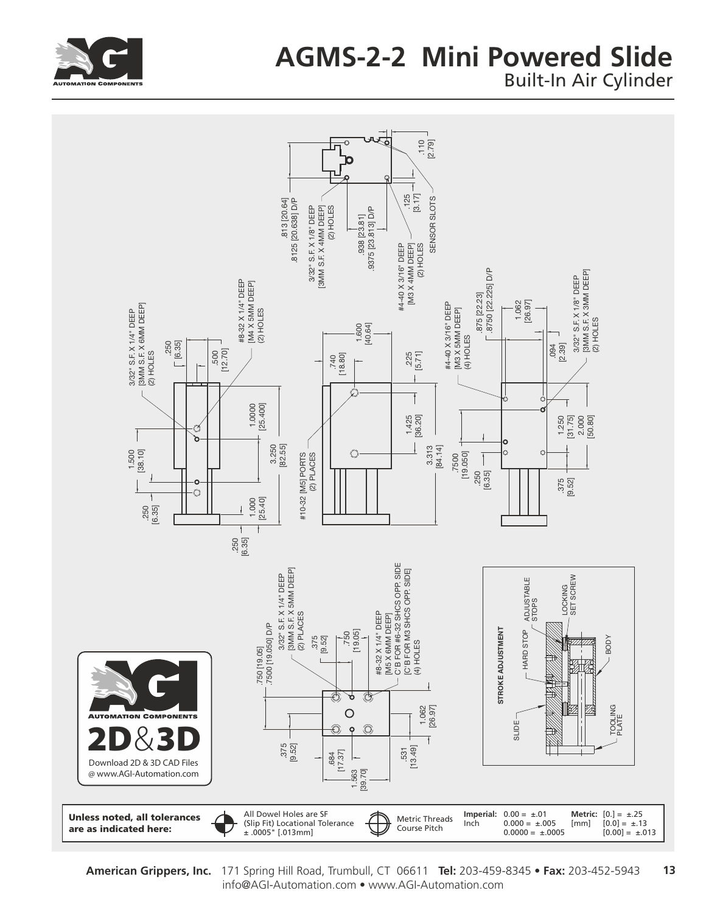# AGMS-2-2 Mini Powered Slide

Built-In Air Cylinder

.110
[2.79]

.813 [20.64]
.8125 [20.638] D/P

3/32" S.F. X 1/8" DEEP
[3MM S.F. X 4MM DEEP]
(2) HOLES

.938 [23.81]
.9375 [23.813] D/P

.125
[3.17]

#4-40 X 3/16" DEEP
[M3 X 4MM DEEP]
(2) HOLES

SENSOR SLOTS

3/32" S.F. X 1/4" DEEP
[3MM S.F. X 6MM DEEP]
(2) HOLES

.250
[6.35]

.500
[12.70]

#8-32 X 1/4" DEEP
[M4 X 5MM DEEP]
(2) HOLES

1.0000
[25.400]

3.250
[82.55]

1.500
[38.10]

.250
[6.35]

1.000
[25.40]

.250
[6.35]

1.600
[40.64]

.740
[18.80]

.225
[5.71]

1.425
[36.20]

3.313
[84.14]

#10-32 [M5] PORTS
(2) PLACES

#4-40 X 3/16" DEEP
[M3 X 5MM DEEP]
(4) HOLES

.875 [22.23]
.8750 [22.225] D/P

1.062
[26.97]

.094
[2.39]

3/32" S.F. X 1/8" DEEP
[3MM S.F. X 3MM DEEP]
(2) HOLES

.7500
[19.050]

.250
[6.35]

1.250
[31.75]

2.000
[50.80]

.375
[9.52]

.750 [19.05]
.7500 [19.050] D/P

3/32" S.F. X 1/4" DEEP
[3MM S.F. X 5MM DEEP]
(2) PLACES

.375
[9.52]

.750
[19.05]

#8-32 X 1/4" DEEP
[M5 X 6MM DEEP]
C'B FOR #6-32 SHCS OPP. SIDE
[C'B FOR M3 SHCS OPP. SIDE]
(4) HOLES

1.062
[26.97]

.375
[9.52]

.684
[17.37]

1.563
[39.70]

.531
[13.49]

**STROKE ADJUSTMENT**

SLIDE

HARD STOP

ADJUSTABLE STOPS

LOCKING SET SCREW

BODY

TOOLING PLATE

AGI Automation Components 2D&3D
Download 2D & 3D CAD Files
@ www.AGI-Automation.com

**Unless noted, all tolerances are as indicated here:**

All Dowel Holes are SF (Slip Fit) Locational Tolerance ± .0005" [.013mm]

Metric Threads Course Pitch

| | | | |
|---|---|---|---|
| **Imperial:** Inch | 0.00 = ±.01<br>0.000 = ±.005<br>0.0000 = ±.0005 | **Metric:** [mm] | [0.] = ±.25<br>[0.0] = ±.13<br>[0.00] = ±.013 |

**American Grippers, Inc.** 171 Spring Hill Road, Trumbull, CT 06611 **Tel:** 203-459-8345 • **Fax:** 203-452-5943
info@AGI-Automation.com • www.AGI-Automation.com